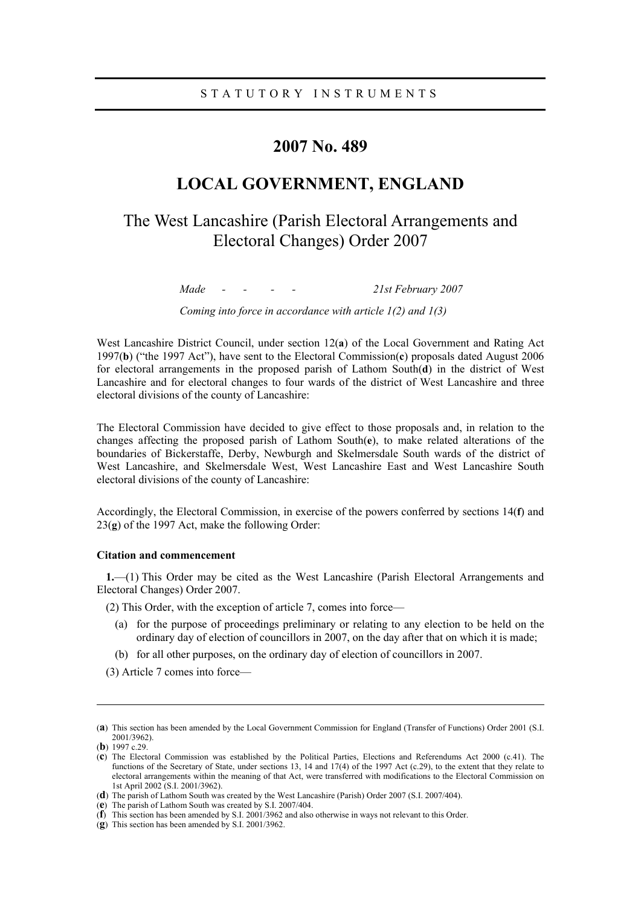STATUTORY INSTRUMENTS

# 2007 No. 489

## LOCAL GOVERNMENT, ENGLAND

## The West Lancashire (Parish Electoral Arrangements and Electoral Changes) Order 2007

*Made - - - - 21st February 2007*

*Coming into force in accordance with article 1(2) and 1(3)*

West Lancashire District Council, under section 12(**a**) of the Local Government and Rating Act 1997(**b**) ("the 1997 Act"), have sent to the Electoral Commission(**c**) proposals dated August 2006 for electoral arrangements in the proposed parish of Lathom South(**d**) in the district of West Lancashire and for electoral changes to four wards of the district of West Lancashire and three electoral divisions of the county of Lancashire:

The Electoral Commission have decided to give effect to those proposals and, in relation to the changes affecting the proposed parish of Lathom South(**e**), to make related alterations of the boundaries of Bickerstaffe, Derby, Newburgh and Skelmersdale South wards of the district of West Lancashire, and Skelmersdale West, West Lancashire East and West Lancashire South electoral divisions of the county of Lancashire:

Accordingly, the Electoral Commission, in exercise of the powers conferred by sections 14(**f**) and 23(**g**) of the 1997 Act, make the following Order:

### Citation and commencement

**1.**—(1) This Order may be cited as the West Lancashire (Parish Electoral Arrangements and Electoral Changes) Order 2007.

(2) This Order, with the exception of article 7, comes into force—

- (a) for the purpose of proceedings preliminary or relating to any election to be held on the ordinary day of election of councillors in 2007, on the day after that on which it is made;
- (b) for all other purposes, on the ordinary day of election of councillors in 2007.

(3) Article 7 comes into force—

---

(**a**) This section has been amended by the Local Government Commission for England (Transfer of Functions) Order 2001 (S.I. 2001/3962).

(**b**) 1997 c.29.

(**c**) The Electoral Commission was established by the Political Parties, Elections and Referendums Act 2000 (c.41). The functions of the Secretary of State, under sections 13, 14 and 17(4) of the 1997 Act (c.29), to the extent that they relate to electoral arrangements within the meaning of that Act, were transferred with modifications to the Electoral Commission on 1st April 2002 (S.I. 2001/3962).

(**d**) The parish of Lathom South was created by the West Lancashire (Parish) Order 2007 (S.I. 2007/404).

(**e**) The parish of Lathom South was created by S.I. 2007/404.

(**f**) This section has been amended by S.I. 2001/3962 and also otherwise in ways not relevant to this Order.

(**g**) This section has been amended by S.I. 2001/3962.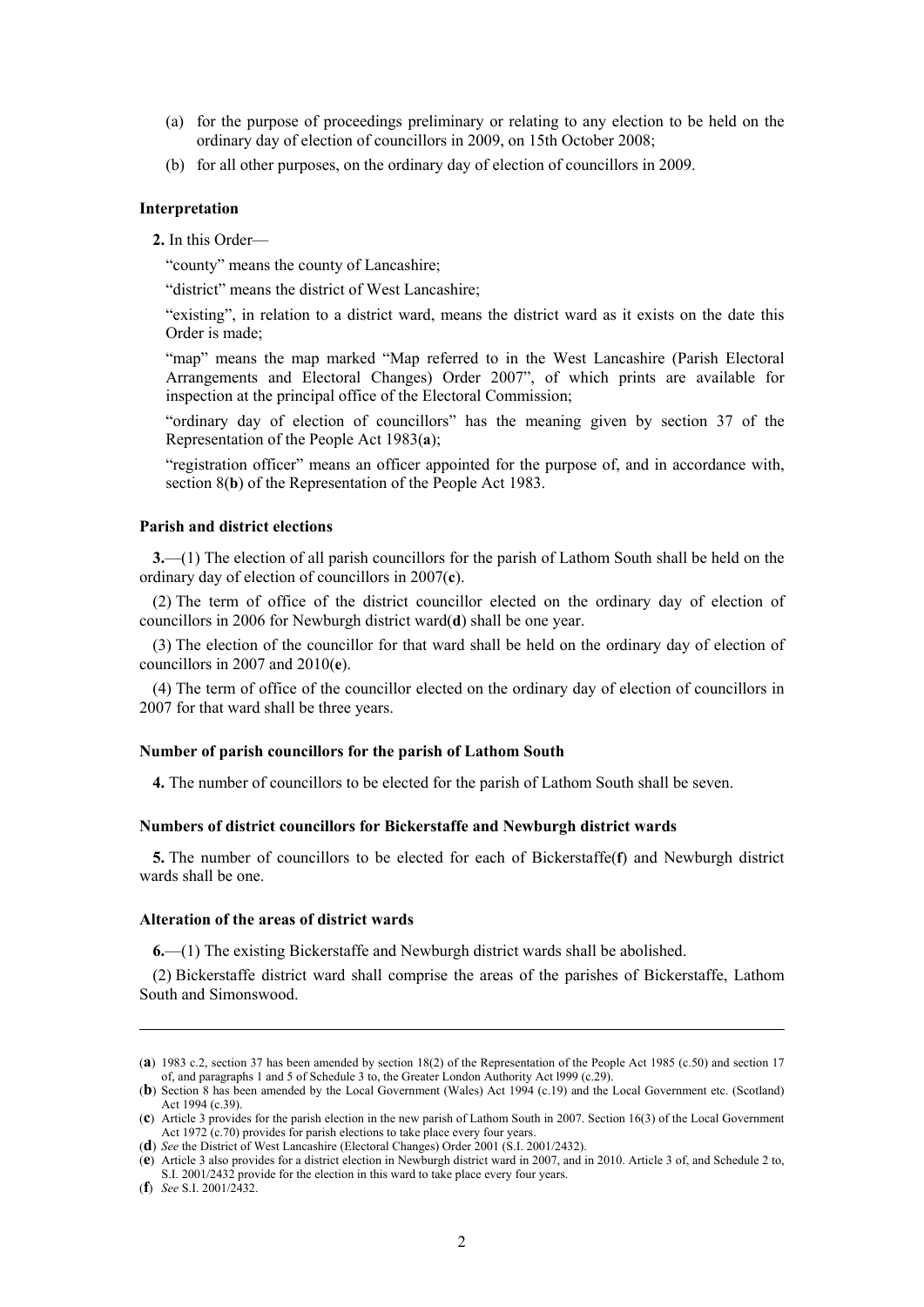(a) for the purpose of proceedings preliminary or relating to any election to be held on the ordinary day of election of councillors in 2009, on 15th October 2008;

(b) for all other purposes, on the ordinary day of election of councillors in 2009.

**Interpretation**

**2.** In this Order—

"county" means the county of Lancashire;

"district" means the district of West Lancashire;

"existing", in relation to a district ward, means the district ward as it exists on the date this Order is made;

"map" means the map marked "Map referred to in the West Lancashire (Parish Electoral Arrangements and Electoral Changes) Order 2007", of which prints are available for inspection at the principal office of the Electoral Commission;

"ordinary day of election of councillors" has the meaning given by section 37 of the Representation of the People Act 1983(**a**);

"registration officer" means an officer appointed for the purpose of, and in accordance with, section 8(**b**) of the Representation of the People Act 1983.

**Parish and district elections**

**3.**—(1) The election of all parish councillors for the parish of Lathom South shall be held on the ordinary day of election of councillors in 2007(**c**).

(2) The term of office of the district councillor elected on the ordinary day of election of councillors in 2006 for Newburgh district ward(**d**) shall be one year.

(3) The election of the councillor for that ward shall be held on the ordinary day of election of councillors in 2007 and 2010(**e**).

(4) The term of office of the councillor elected on the ordinary day of election of councillors in 2007 for that ward shall be three years.

**Number of parish councillors for the parish of Lathom South**

**4.** The number of councillors to be elected for the parish of Lathom South shall be seven.

**Numbers of district councillors for Bickerstaffe and Newburgh district wards**

**5.** The number of councillors to be elected for each of Bickerstaffe(**f**) and Newburgh district wards shall be one.

**Alteration of the areas of district wards**

**6.**—(1) The existing Bickerstaffe and Newburgh district wards shall be abolished.

(2) Bickerstaffe district ward shall comprise the areas of the parishes of Bickerstaffe, Lathom South and Simonswood.

---

(**a**) 1983 c.2, section 37 has been amended by section 18(2) of the Representation of the People Act 1985 (c.50) and section 17 of, and paragraphs 1 and 5 of Schedule 3 to, the Greater London Authority Act l999 (c.29).

(**b**) Section 8 has been amended by the Local Government (Wales) Act 1994 (c.19) and the Local Government etc. (Scotland) Act 1994 (c.39).

(**c**) Article 3 provides for the parish election in the new parish of Lathom South in 2007. Section 16(3) of the Local Government Act 1972 (c.70) provides for parish elections to take place every four years.

(**d**) *See* the District of West Lancashire (Electoral Changes) Order 2001 (S.I. 2001/2432).

(**e**) Article 3 also provides for a district election in Newburgh district ward in 2007, and in 2010. Article 3 of, and Schedule 2 to, S.I. 2001/2432 provide for the election in this ward to take place every four years.

(**f**) *See* S.I. 2001/2432.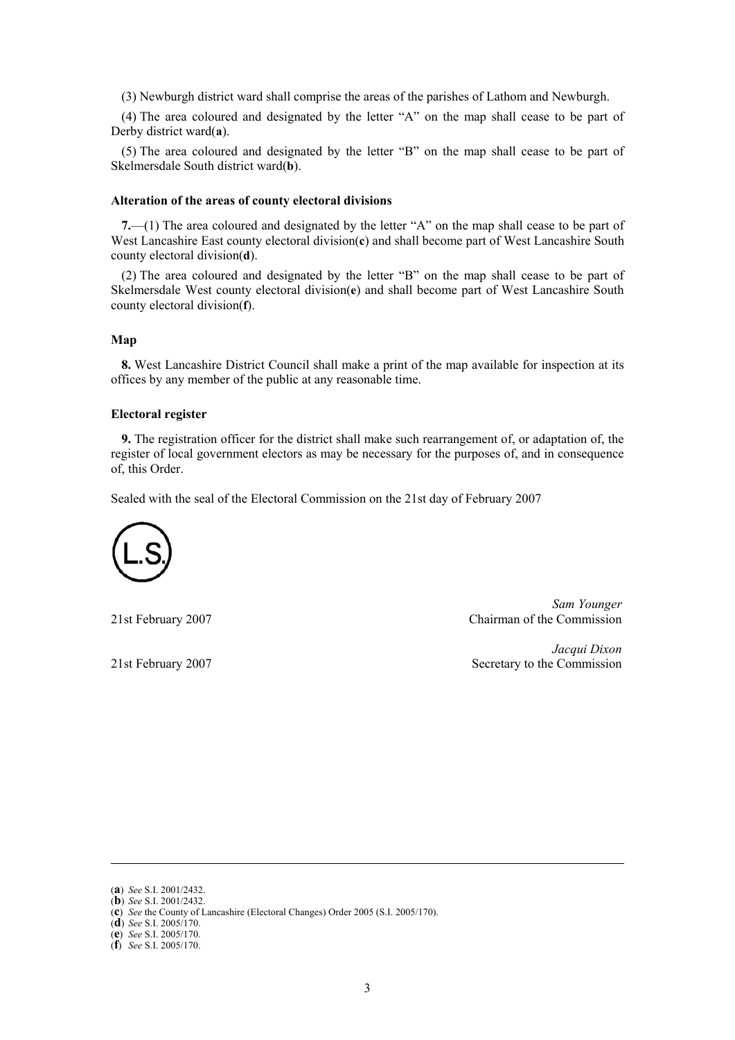(3) Newburgh district ward shall comprise the areas of the parishes of Lathom and Newburgh.

(4) The area coloured and designated by the letter "A" on the map shall cease to be part of Derby district ward([a]).

(5) The area coloured and designated by the letter "B" on the map shall cease to be part of Skelmersdale South district ward([b]).

**Alteration of the areas of county electoral divisions**

**7.**—(1) The area coloured and designated by the letter "A" on the map shall cease to be part of West Lancashire East county electoral division([c]) and shall become part of West Lancashire South county electoral division([d]).

(2) The area coloured and designated by the letter "B" on the map shall cease to be part of Skelmersdale West county electoral division([e]) and shall become part of West Lancashire South county electoral division([f]).

**Map**

**8.** West Lancashire District Council shall make a print of the map available for inspection at its offices by any member of the public at any reasonable time.

**Electoral register**

**9.** The registration officer for the district shall make such rearrangement of, or adaptation of, the register of local government electors as may be necessary for the purposes of, and in consequence of, this Order.

Sealed with the seal of the Electoral Commission on the 21st day of February 2007

(L.S.)

21st February 2007 — *Sam Younger*, Chairman of the Commission

21st February 2007 — *Jacqui Dixon*, Secretary to the Commission

---

([a]) *See* S.I. 2001/2432.
([b]) *See* S.I. 2001/2432.
([c]) *See* the County of Lancashire (Electoral Changes) Order 2005 (S.I. 2005/170).
([d]) *See* S.I. 2005/170.
([e]) *See* S.I. 2005/170.
([f]) *See* S.I. 2005/170.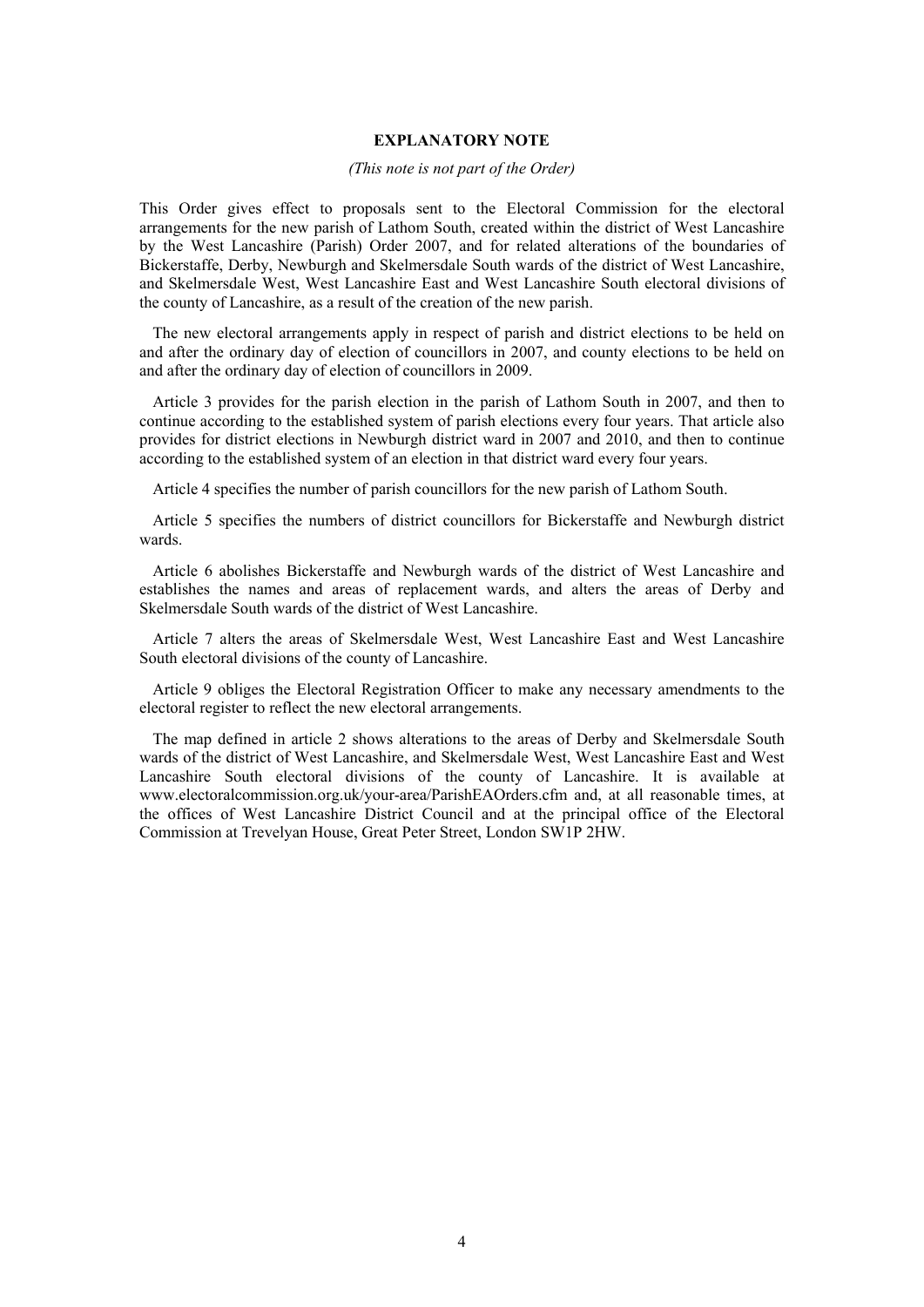**EXPLANATORY NOTE**

*(This note is not part of the Order)*

This Order gives effect to proposals sent to the Electoral Commission for the electoral arrangements for the new parish of Lathom South, created within the district of West Lancashire by the West Lancashire (Parish) Order 2007, and for related alterations of the boundaries of Bickerstaffe, Derby, Newburgh and Skelmersdale South wards of the district of West Lancashire, and Skelmersdale West, West Lancashire East and West Lancashire South electoral divisions of the county of Lancashire, as a result of the creation of the new parish.

The new electoral arrangements apply in respect of parish and district elections to be held on and after the ordinary day of election of councillors in 2007, and county elections to be held on and after the ordinary day of election of councillors in 2009.

Article 3 provides for the parish election in the parish of Lathom South in 2007, and then to continue according to the established system of parish elections every four years. That article also provides for district elections in Newburgh district ward in 2007 and 2010, and then to continue according to the established system of an election in that district ward every four years.

Article 4 specifies the number of parish councillors for the new parish of Lathom South.

Article 5 specifies the numbers of district councillors for Bickerstaffe and Newburgh district wards.

Article 6 abolishes Bickerstaffe and Newburgh wards of the district of West Lancashire and establishes the names and areas of replacement wards, and alters the areas of Derby and Skelmersdale South wards of the district of West Lancashire.

Article 7 alters the areas of Skelmersdale West, West Lancashire East and West Lancashire South electoral divisions of the county of Lancashire.

Article 9 obliges the Electoral Registration Officer to make any necessary amendments to the electoral register to reflect the new electoral arrangements.

The map defined in article 2 shows alterations to the areas of Derby and Skelmersdale South wards of the district of West Lancashire, and Skelmersdale West, West Lancashire East and West Lancashire South electoral divisions of the county of Lancashire. It is available at www.electoralcommission.org.uk/your-area/ParishEAOrders.cfm and, at all reasonable times, at the offices of West Lancashire District Council and at the principal office of the Electoral Commission at Trevelyan House, Great Peter Street, London SW1P 2HW.